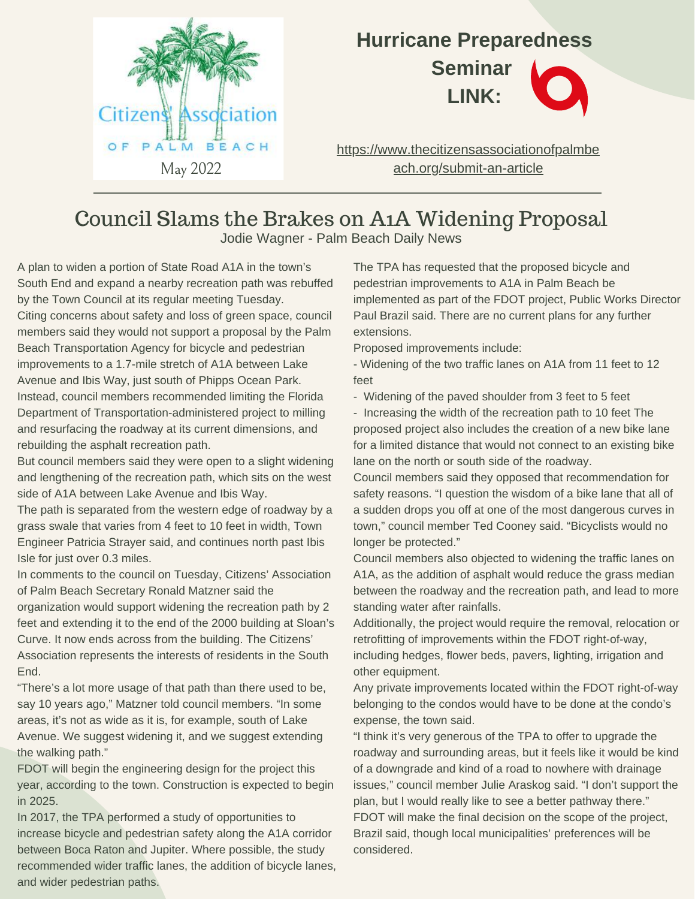Citizens' Association OF PALM BEACH

May 2022

**Hurricane Preparedness Seminar LINK:**

https://www.thecitizensassociationofpalmbeach.org/submit-an-article

# Council Slams the Brakes on A1A Widening Proposal

Jodie Wagner - Palm Beach Daily News

A plan to widen a portion of State Road A1A in the town's South End and expand a nearby recreation path was rebuffed by the Town Council at its regular meeting Tuesday.

Citing concerns about safety and loss of green space, council members said they would not support a proposal by the Palm Beach Transportation Agency for bicycle and pedestrian improvements to a 1.7-mile stretch of A1A between Lake Avenue and Ibis Way, just south of Phipps Ocean Park.

Instead, council members recommended limiting the Florida Department of Transportation-administered project to milling and resurfacing the roadway at its current dimensions, and rebuilding the asphalt recreation path.

But council members said they were open to a slight widening and lengthening of the recreation path, which sits on the west side of A1A between Lake Avenue and Ibis Way.

The path is separated from the western edge of roadway by a grass swale that varies from 4 feet to 10 feet in width, Town Engineer Patricia Strayer said, and continues north past Ibis Isle for just over 0.3 miles.

In comments to the council on Tuesday, Citizens' Association of Palm Beach Secretary Ronald Matzner said the organization would support widening the recreation path by 2 feet and extending it to the end of the 2000 building at Sloan's Curve. It now ends across from the building. The Citizens' Association represents the interests of residents in the South End.

"There's a lot more usage of that path than there used to be, say 10 years ago," Matzner told council members. "In some areas, it's not as wide as it is, for example, south of Lake Avenue. We suggest widening it, and we suggest extending the walking path."

FDOT will begin the engineering design for the project this year, according to the town. Construction is expected to begin in 2025.

In 2017, the TPA performed a study of opportunities to increase bicycle and pedestrian safety along the A1A corridor between Boca Raton and Jupiter. Where possible, the study recommended wider traffic lanes, the addition of bicycle lanes, and wider pedestrian paths.

The TPA has requested that the proposed bicycle and pedestrian improvements to A1A in Palm Beach be implemented as part of the FDOT project, Public Works Director Paul Brazil said. There are no current plans for any further extensions.

Proposed improvements include:

- Widening of the two traffic lanes on A1A from 11 feet to 12 feet
- Widening of the paved shoulder from 3 feet to 5 feet
- Increasing the width of the recreation path to 10 feet The proposed project also includes the creation of a new bike lane for a limited distance that would not connect to an existing bike lane on the north or south side of the roadway.

Council members said they opposed that recommendation for safety reasons. "I question the wisdom of a bike lane that all of a sudden drops you off at one of the most dangerous curves in town," council member Ted Cooney said. "Bicyclists would no longer be protected."

Council members also objected to widening the traffic lanes on A1A, as the addition of asphalt would reduce the grass median between the roadway and the recreation path, and lead to more standing water after rainfalls.

Additionally, the project would require the removal, relocation or retrofitting of improvements within the FDOT right-of-way, including hedges, flower beds, pavers, lighting, irrigation and other equipment.

Any private improvements located within the FDOT right-of-way belonging to the condos would have to be done at the condo's expense, the town said.

"I think it's very generous of the TPA to offer to upgrade the roadway and surrounding areas, but it feels like it would be kind of a downgrade and kind of a road to nowhere with drainage issues," council member Julie Araskog said. "I don't support the plan, but I would really like to see a better pathway there."

FDOT will make the final decision on the scope of the project, Brazil said, though local municipalities' preferences will be considered.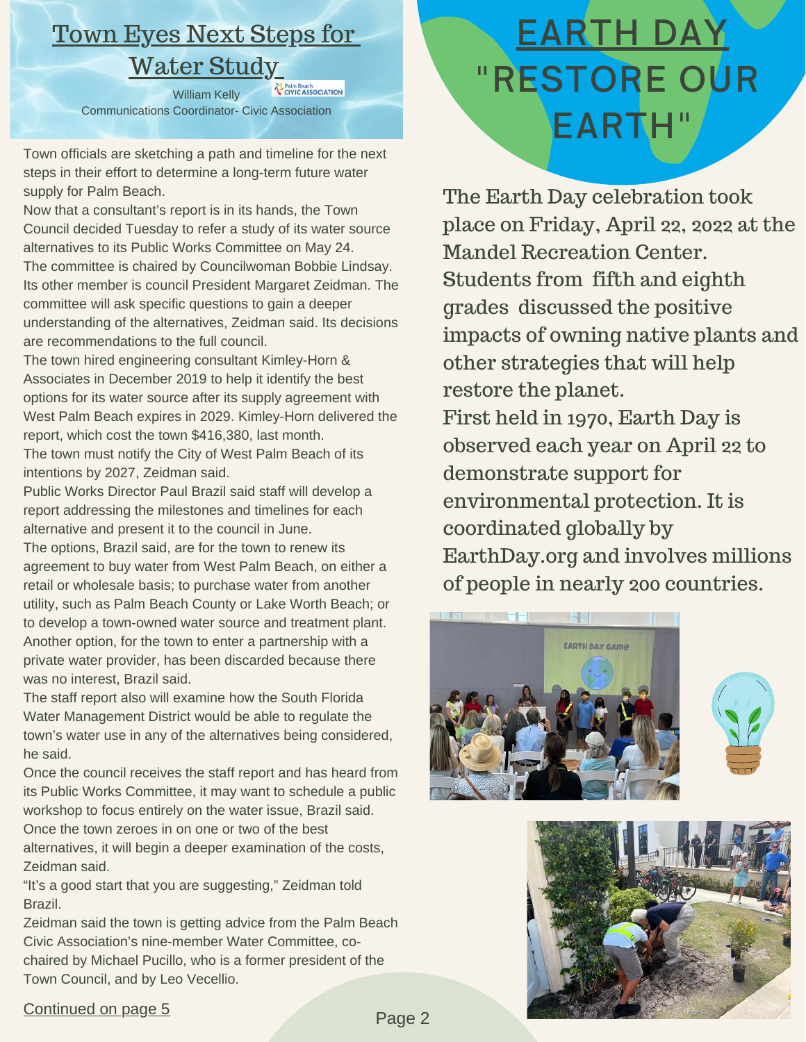## Town Eyes Next Steps for Water Study

William Kelly
Communications Coordinator- Civic Association

Town officials are sketching a path and timeline for the next steps in their effort to determine a long-term future water supply for Palm Beach.

Now that a consultant's report is in its hands, the Town Council decided Tuesday to refer a study of its water source alternatives to its Public Works Committee on May 24.

The committee is chaired by Councilwoman Bobbie Lindsay. Its other member is council President Margaret Zeidman. The committee will ask specific questions to gain a deeper understanding of the alternatives, Zeidman said. Its decisions are recommendations to the full council.

The town hired engineering consultant Kimley-Horn & Associates in December 2019 to help it identify the best options for its water source after its supply agreement with West Palm Beach expires in 2029. Kimley-Horn delivered the report, which cost the town $416,380, last month.

The town must notify the City of West Palm Beach of its intentions by 2027, Zeidman said.

Public Works Director Paul Brazil said staff will develop a report addressing the milestones and timelines for each alternative and present it to the council in June.

The options, Brazil said, are for the town to renew its agreement to buy water from West Palm Beach, on either a retail or wholesale basis; to purchase water from another utility, such as Palm Beach County or Lake Worth Beach; or to develop a town-owned water source and treatment plant. Another option, for the town to enter a partnership with a private water provider, has been discarded because there was no interest, Brazil said.

The staff report also will examine how the South Florida Water Management District would be able to regulate the town's water use in any of the alternatives being considered, he said.

Once the council receives the staff report and has heard from its Public Works Committee, it may want to schedule a public workshop to focus entirely on the water issue, Brazil said.

Once the town zeroes in on one or two of the best alternatives, it will begin a deeper examination of the costs, Zeidman said.

"It's a good start that you are suggesting," Zeidman told Brazil.

Zeidman said the town is getting advice from the Palm Beach Civic Association's nine-member Water Committee, co-chaired by Michael Pucillo, who is a former president of the Town Council, and by Leo Vecellio.

Continued on page 5

## EARTH DAY "RESTORE OUR EARTH"

The Earth Day celebration took place on Friday, April 22, 2022 at the Mandel Recreation Center. Students from fifth and eighth grades discussed the positive impacts of owning native plants and other strategies that will help restore the planet.

First held in 1970, Earth Day is observed each year on April 22 to demonstrate support for environmental protection. It is coordinated globally by EarthDay.org and involves millions of people in nearly 200 countries.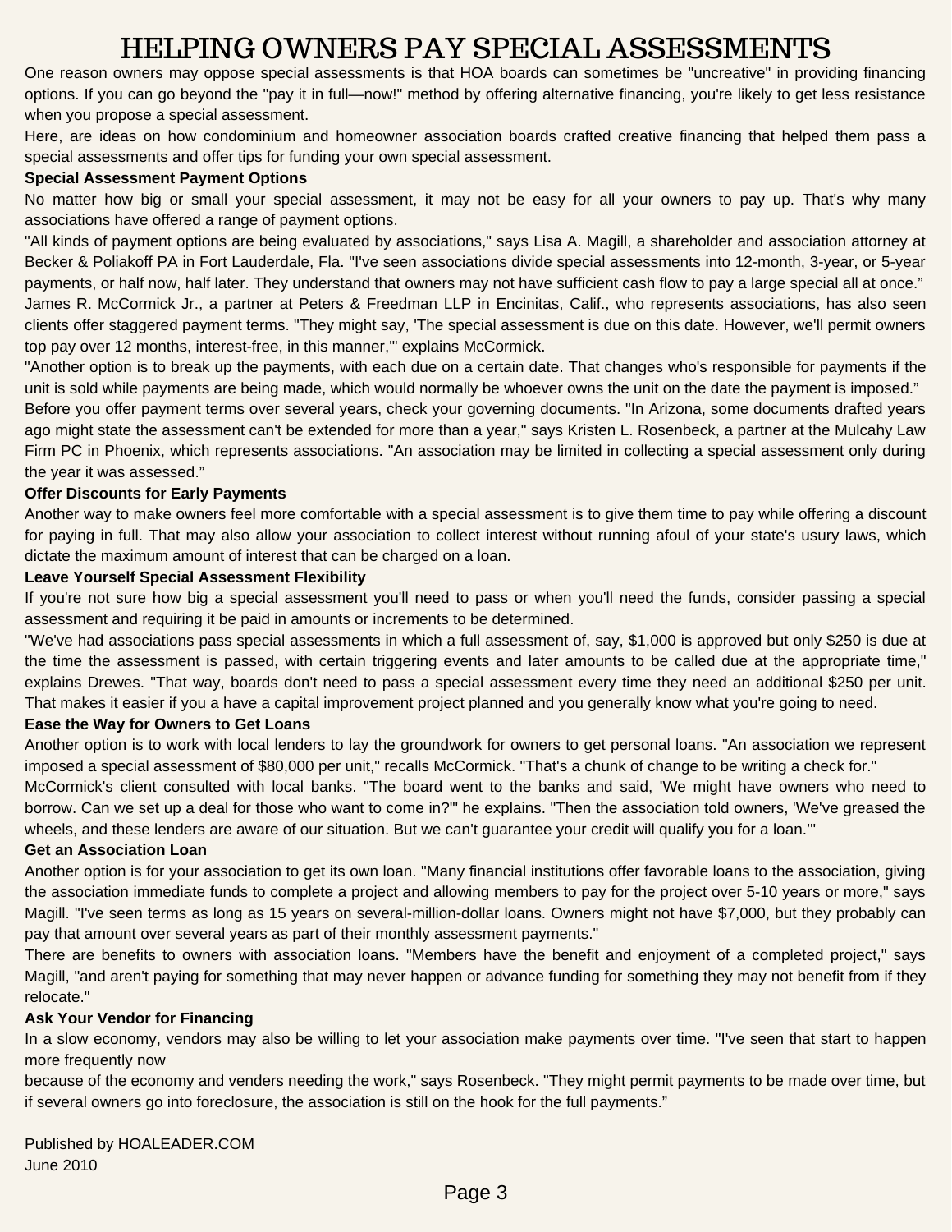# HELPING OWNERS PAY SPECIAL ASSESSMENTS

One reason owners may oppose special assessments is that HOA boards can sometimes be "uncreative" in providing financing options. If you can go beyond the "pay it in full—now!" method by offering alternative financing, you're likely to get less resistance when you propose a special assessment.

Here, are ideas on how condominium and homeowner association boards crafted creative financing that helped them pass a special assessments and offer tips for funding your own special assessment.

**Special Assessment Payment Options**

No matter how big or small your special assessment, it may not be easy for all your owners to pay up. That's why many associations have offered a range of payment options.

"All kinds of payment options are being evaluated by associations," says Lisa A. Magill, a shareholder and association attorney at Becker & Poliakoff PA in Fort Lauderdale, Fla. "I've seen associations divide special assessments into 12-month, 3-year, or 5-year payments, or half now, half later. They understand that owners may not have sufficient cash flow to pay a large special all at once."

James R. McCormick Jr., a partner at Peters & Freedman LLP in Encinitas, Calif., who represents associations, has also seen clients offer staggered payment terms. "They might say, 'The special assessment is due on this date. However, we'll permit owners top pay over 12 months, interest-free, in this manner,'" explains McCormick.

"Another option is to break up the payments, with each due on a certain date. That changes who's responsible for payments if the unit is sold while payments are being made, which would normally be whoever owns the unit on the date the payment is imposed."

Before you offer payment terms over several years, check your governing documents. "In Arizona, some documents drafted years ago might state the assessment can't be extended for more than a year," says Kristen L. Rosenbeck, a partner at the Mulcahy Law Firm PC in Phoenix, which represents associations. "An association may be limited in collecting a special assessment only during the year it was assessed."

**Offer Discounts for Early Payments**

Another way to make owners feel more comfortable with a special assessment is to give them time to pay while offering a discount for paying in full. That may also allow your association to collect interest without running afoul of your state's usury laws, which dictate the maximum amount of interest that can be charged on a loan.

**Leave Yourself Special Assessment Flexibility**

If you're not sure how big a special assessment you'll need to pass or when you'll need the funds, consider passing a special assessment and requiring it be paid in amounts or increments to be determined.

"We've had associations pass special assessments in which a full assessment of, say, $1,000 is approved but only $250 is due at the time the assessment is passed, with certain triggering events and later amounts to be called due at the appropriate time," explains Drewes. "That way, boards don't need to pass a special assessment every time they need an additional $250 per unit. That makes it easier if you a have a capital improvement project planned and you generally know what you're going to need.

**Ease the Way for Owners to Get Loans**

Another option is to work with local lenders to lay the groundwork for owners to get personal loans. "An association we represent imposed a special assessment of $80,000 per unit," recalls McCormick. "That's a chunk of change to be writing a check for."

McCormick's client consulted with local banks. "The board went to the banks and said, 'We might have owners who need to borrow. Can we set up a deal for those who want to come in?'" he explains. "Then the association told owners, 'We've greased the wheels, and these lenders are aware of our situation. But we can't guarantee your credit will qualify you for a loan.'"

**Get an Association Loan**

Another option is for your association to get its own loan. "Many financial institutions offer favorable loans to the association, giving the association immediate funds to complete a project and allowing members to pay for the project over 5-10 years or more," says Magill. "I've seen terms as long as 15 years on several-million-dollar loans. Owners might not have $7,000, but they probably can pay that amount over several years as part of their monthly assessment payments."

There are benefits to owners with association loans. "Members have the benefit and enjoyment of a completed project," says Magill, "and aren't paying for something that may never happen or advance funding for something they may not benefit from if they relocate."

**Ask Your Vendor for Financing**

In a slow economy, vendors may also be willing to let your association make payments over time. "I've seen that start to happen more frequently now because of the economy and venders needing the work," says Rosenbeck. "They might permit payments to be made over time, but if several owners go into foreclosure, the association is still on the hook for the full payments."

Published by HOALEADER.COM
June 2010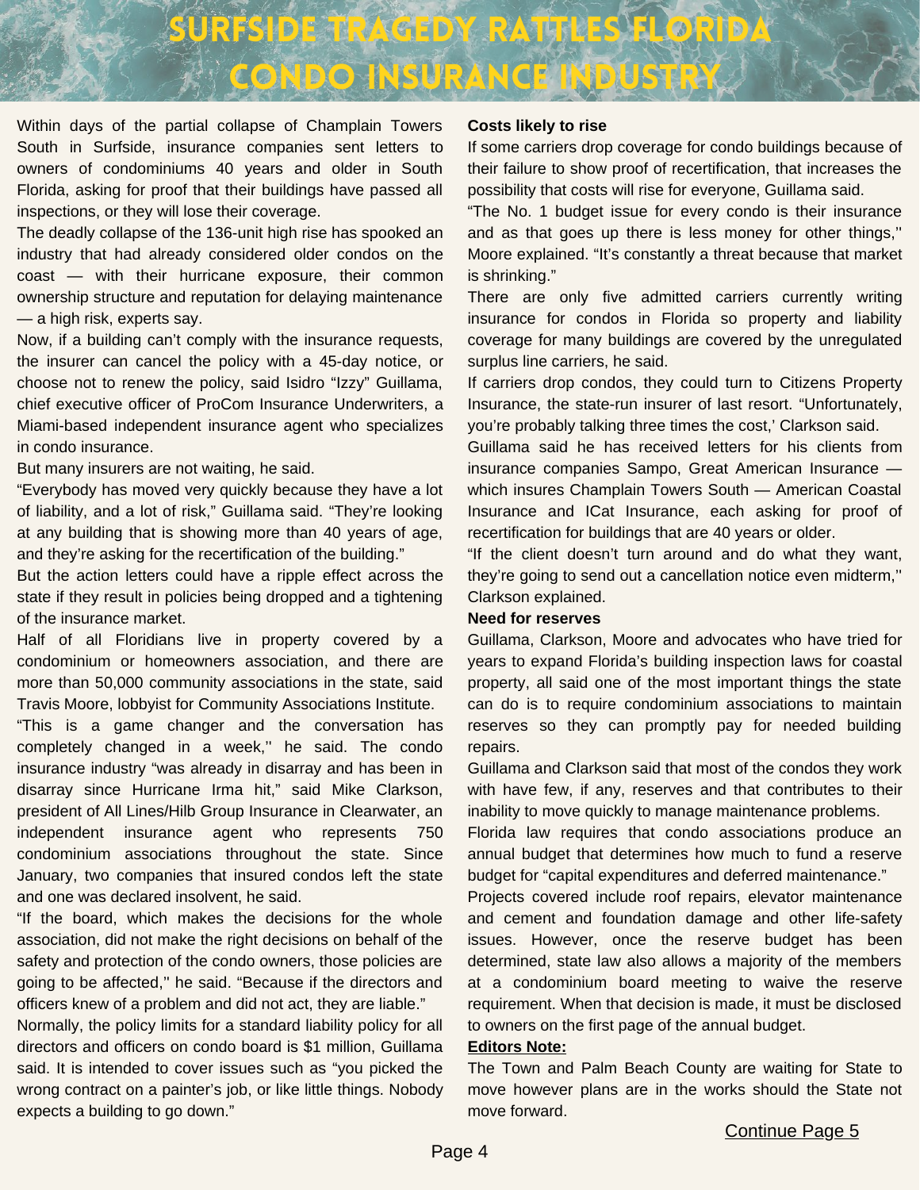# SURFSIDE TRAGEDY RATTLES FLORIDA CONDO INSURANCE INDUSTRY

Within days of the partial collapse of Champlain Towers South in Surfside, insurance companies sent letters to owners of condominiums 40 years and older in South Florida, asking for proof that their buildings have passed all inspections, or they will lose their coverage.

The deadly collapse of the 136-unit high rise has spooked an industry that had already considered older condos on the coast — with their hurricane exposure, their common ownership structure and reputation for delaying maintenance — a high risk, experts say.

Now, if a building can't comply with the insurance requests, the insurer can cancel the policy with a 45-day notice, or choose not to renew the policy, said Isidro "Izzy" Guillama, chief executive officer of ProCom Insurance Underwriters, a Miami-based independent insurance agent who specializes in condo insurance.

But many insurers are not waiting, he said.

"Everybody has moved very quickly because they have a lot of liability, and a lot of risk," Guillama said. "They're looking at any building that is showing more than 40 years of age, and they're asking for the recertification of the building."

But the action letters could have a ripple effect across the state if they result in policies being dropped and a tightening of the insurance market.

Half of all Floridians live in property covered by a condominium or homeowners association, and there are more than 50,000 community associations in the state, said Travis Moore, lobbyist for Community Associations Institute.

"This is a game changer and the conversation has completely changed in a week,'' he said. The condo insurance industry "was already in disarray and has been in disarray since Hurricane Irma hit," said Mike Clarkson, president of All Lines/Hilb Group Insurance in Clearwater, an independent insurance agent who represents 750 condominium associations throughout the state. Since January, two companies that insured condos left the state and one was declared insolvent, he said.

"If the board, which makes the decisions for the whole association, did not make the right decisions on behalf of the safety and protection of the condo owners, those policies are going to be affected,'' he said. "Because if the directors and officers knew of a problem and did not act, they are liable."

Normally, the policy limits for a standard liability policy for all directors and officers on condo board is $1 million, Guillama said. It is intended to cover issues such as "you picked the wrong contract on a painter's job, or like little things. Nobody expects a building to go down."

**Costs likely to rise**

If some carriers drop coverage for condo buildings because of their failure to show proof of recertification, that increases the possibility that costs will rise for everyone, Guillama said.

"The No. 1 budget issue for every condo is their insurance and as that goes up there is less money for other things,'' Moore explained. "It's constantly a threat because that market is shrinking."

There are only five admitted carriers currently writing insurance for condos in Florida so property and liability coverage for many buildings are covered by the unregulated surplus line carriers, he said.

If carriers drop condos, they could turn to Citizens Property Insurance, the state-run insurer of last resort. "Unfortunately, you're probably talking three times the cost,' Clarkson said.

Guillama said he has received letters for his clients from insurance companies Sampo, Great American Insurance — which insures Champlain Towers South — American Coastal Insurance and ICat Insurance, each asking for proof of recertification for buildings that are 40 years or older.

"If the client doesn't turn around and do what they want, they're going to send out a cancellation notice even midterm,'' Clarkson explained.

**Need for reserves**

Guillama, Clarkson, Moore and advocates who have tried for years to expand Florida's building inspection laws for coastal property, all said one of the most important things the state can do is to require condominium associations to maintain reserves so they can promptly pay for needed building repairs.

Guillama and Clarkson said that most of the condos they work with have few, if any, reserves and that contributes to their inability to move quickly to manage maintenance problems.

Florida law requires that condo associations produce an annual budget that determines how much to fund a reserve budget for "capital expenditures and deferred maintenance."

Projects covered include roof repairs, elevator maintenance and cement and foundation damage and other life-safety issues. However, once the reserve budget has been determined, state law also allows a majority of the members at a condominium board meeting to waive the reserve requirement. When that decision is made, it must be disclosed to owners on the first page of the annual budget.

**Editors Note:**

The Town and Palm Beach County are waiting for State to move however plans are in the works should the State not move forward.

Continue Page 5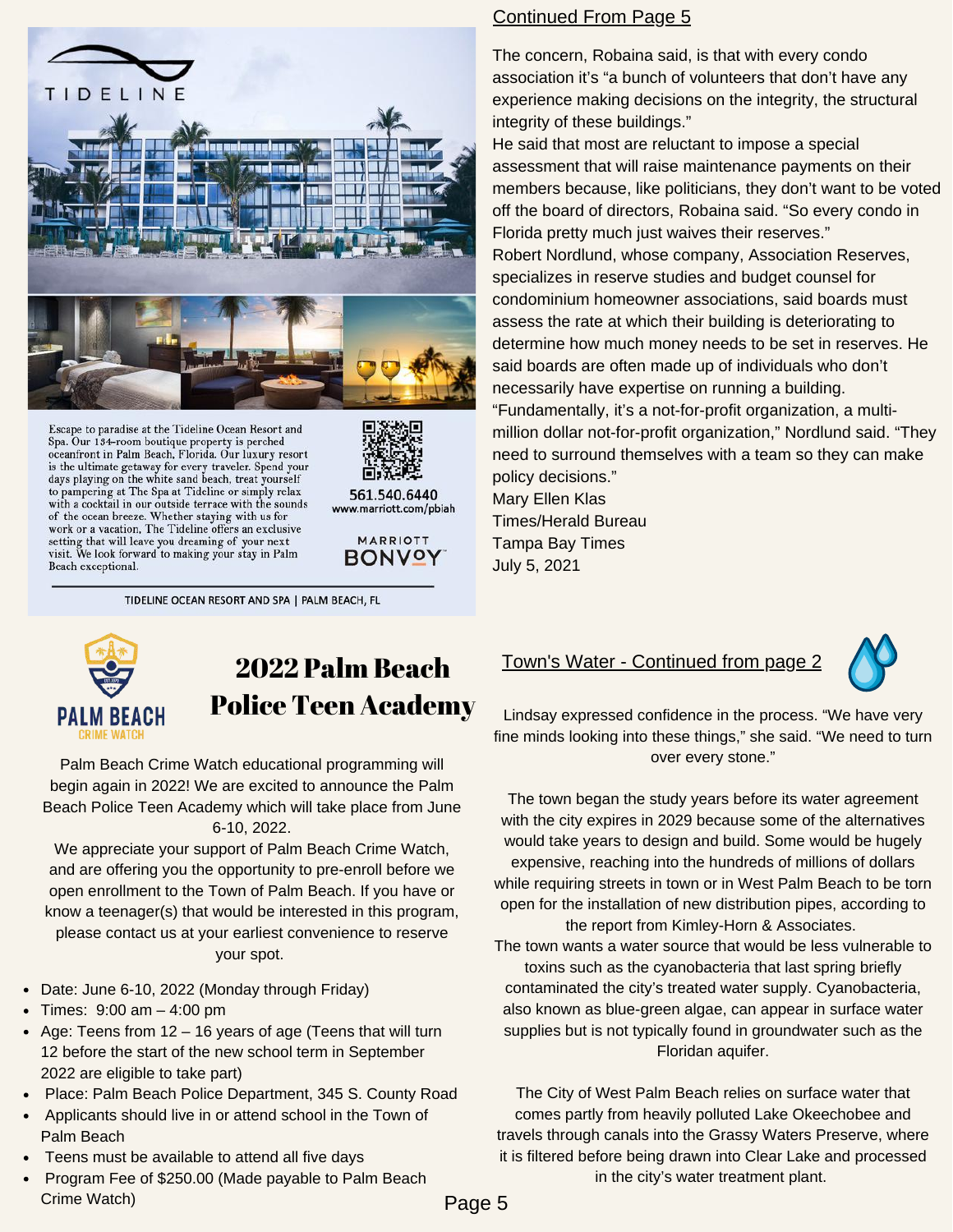TIDELINE

Escape to paradise at the Tideline Ocean Resort and Spa. Our 134-room boutique property is perched oceanfront in Palm Beach, Florida. Our luxury resort is the ultimate getaway for every traveler. Spend your days playing on the white sand beach, treat yourself to pampering at The Spa at Tideline or simply relax with a cocktail in our outside terrace with the sounds of the ocean breeze. Whether staying with us for work or a vacation, The Tideline offers an exclusive setting that will leave you dreaming of your next visit. We look forward to making your stay in Palm Beach exceptional.

561.540.6440
www.marriott.com/pbiah

MARRIOTT BONVOY

TIDELINE OCEAN RESORT AND SPA | PALM BEACH, FL

Continued From Page 5

The concern, Robaina said, is that with every condo association it's "a bunch of volunteers that don't have any experience making decisions on the integrity, the structural integrity of these buildings."

He said that most are reluctant to impose a special assessment that will raise maintenance payments on their members because, like politicians, they don't want to be voted off the board of directors, Robaina said. "So every condo in Florida pretty much just waives their reserves."

Robert Nordlund, whose company, Association Reserves, specializes in reserve studies and budget counsel for condominium homeowner associations, said boards must assess the rate at which their building is deteriorating to determine how much money needs to be set in reserves. He said boards are often made up of individuals who don't necessarily have expertise on running a building.

"Fundamentally, it's a not-for-profit organization, a multi-million dollar not-for-profit organization," Nordlund said. "They need to surround themselves with a team so they can make policy decisions."

Mary Ellen Klas
Times/Herald Bureau
Tampa Bay Times
July 5, 2021

PALM BEACH CRIME WATCH

## 2022 Palm Beach Police Teen Academy

Palm Beach Crime Watch educational programming will begin again in 2022! We are excited to announce the Palm Beach Police Teen Academy which will take place from June 6-10, 2022.

We appreciate your support of Palm Beach Crime Watch, and are offering you the opportunity to pre-enroll before we open enrollment to the Town of Palm Beach. If you have or know a teenager(s) that would be interested in this program, please contact us at your earliest convenience to reserve your spot.

- Date: June 6-10, 2022 (Monday through Friday)
- Times: 9:00 am – 4:00 pm
- Age: Teens from 12 – 16 years of age (Teens that will turn 12 before the start of the new school term in September 2022 are eligible to take part)
- Place: Palm Beach Police Department, 345 S. County Road
- Applicants should live in or attend school in the Town of Palm Beach
- Teens must be available to attend all five days
- Program Fee of $250.00 (Made payable to Palm Beach Crime Watch)

## Town's Water - Continued from page 2

Lindsay expressed confidence in the process. "We have very fine minds looking into these things," she said. "We need to turn over every stone."

The town began the study years before its water agreement with the city expires in 2029 because some of the alternatives would take years to design and build. Some would be hugely expensive, reaching into the hundreds of millions of dollars while requiring streets in town or in West Palm Beach to be torn open for the installation of new distribution pipes, according to the report from Kimley-Horn & Associates.

The town wants a water source that would be less vulnerable to toxins such as the cyanobacteria that last spring briefly contaminated the city's treated water supply. Cyanobacteria, also known as blue-green algae, can appear in surface water supplies but is not typically found in groundwater such as the Floridan aquifer.

The City of West Palm Beach relies on surface water that comes partly from heavily polluted Lake Okeechobee and travels through canals into the Grassy Waters Preserve, where it is filtered before being drawn into Clear Lake and processed in the city's water treatment plant.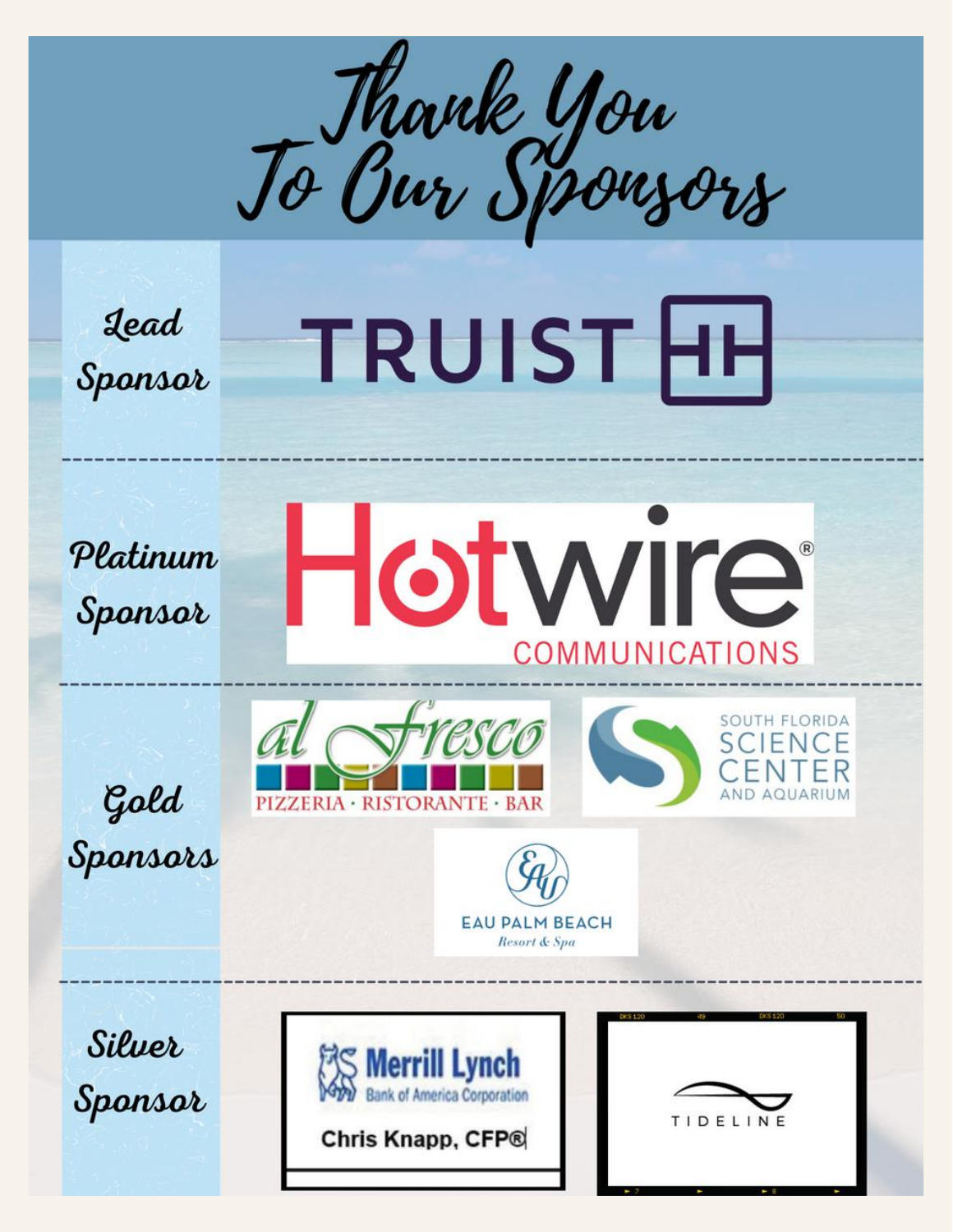# Thank You To Our Sponsors

**Lead Sponsor**

TRUIST

**Platinum Sponsor**

Hotwire COMMUNICATIONS

**Gold Sponsors**

al Fresco PIZZERIA · RISTORANTE · BAR

SOUTH FLORIDA SCIENCE CENTER AND AQUARIUM

EAU PALM BEACH Resort & Spa

**Silver Sponsor**

Merrill Lynch Bank of America Corporation
Chris Knapp, CFP®

TIDELINE